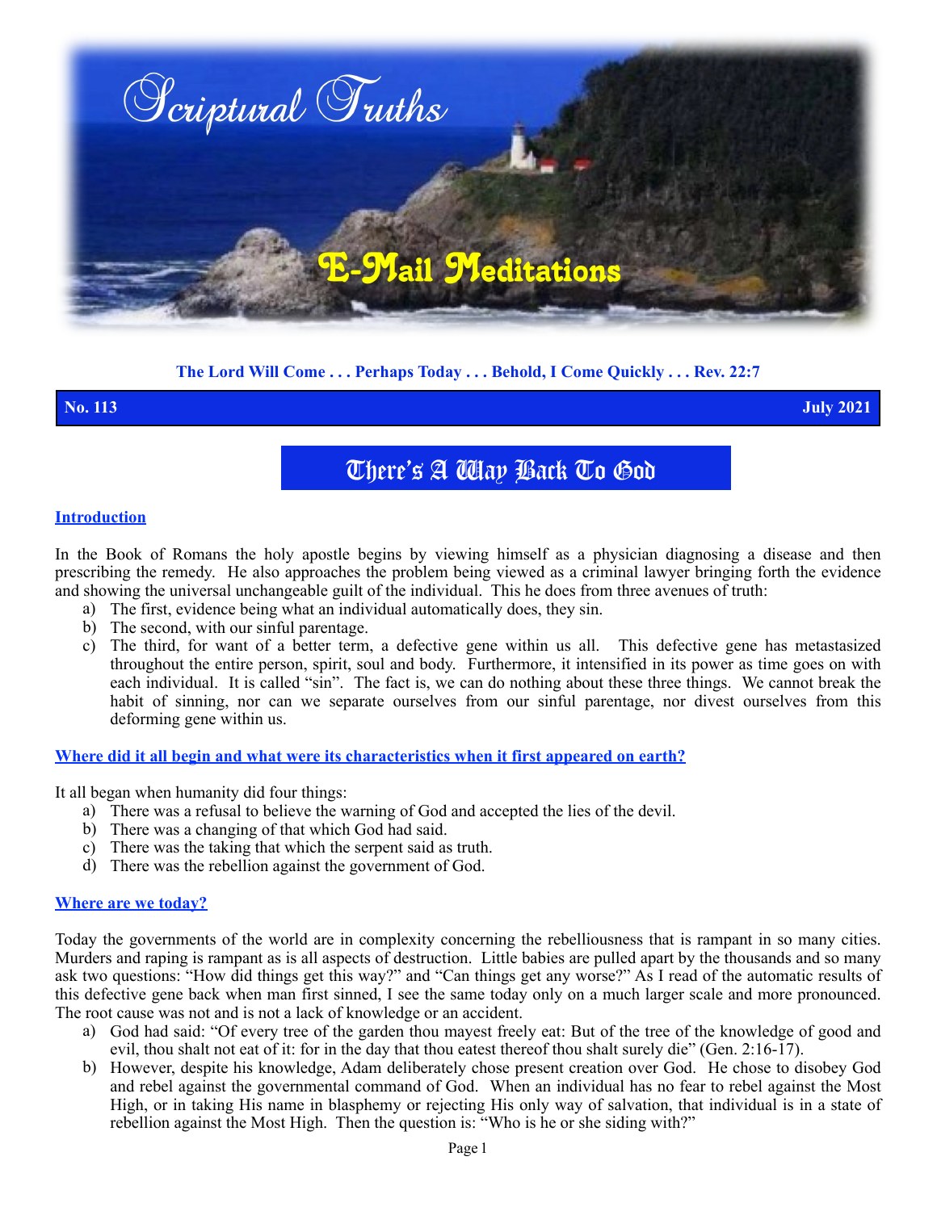# Scriptural Truths

## E-Mail Meditations

**The Lord Will Come . . . Perhaps Today . . . Behold, I Come Quickly . . . Rev. 22:7**

**No. 113** **July 2021**

# There's A Way Back To God

**Introduction**

In the Book of Romans the holy apostle begins by viewing himself as a physician diagnosing a disease and then prescribing the remedy. He also approaches the problem being viewed as a criminal lawyer bringing forth the evidence and showing the universal unchangeable guilt of the individual. This he does from three avenues of truth:

a) The first, evidence being what an individual automatically does, they sin.
b) The second, with our sinful parentage.
c) The third, for want of a better term, a defective gene within us all. This defective gene has metastasized throughout the entire person, spirit, soul and body. Furthermore, it intensified in its power as time goes on with each individual. It is called "sin". The fact is, we can do nothing about these three things. We cannot break the habit of sinning, nor can we separate ourselves from our sinful parentage, nor divest ourselves from this deforming gene within us.

**Where did it all begin and what were its characteristics when it first appeared on earth?**

It all began when humanity did four things:

a) There was a refusal to believe the warning of God and accepted the lies of the devil.
b) There was a changing of that which God had said.
c) There was the taking that which the serpent said as truth.
d) There was the rebellion against the government of God.

**Where are we today?**

Today the governments of the world are in complexity concerning the rebelliousness that is rampant in so many cities. Murders and raping is rampant as is all aspects of destruction. Little babies are pulled apart by the thousands and so many ask two questions: "How did things get this way?" and "Can things get any worse?" As I read of the automatic results of this defective gene back when man first sinned, I see the same today only on a much larger scale and more pronounced. The root cause was not and is not a lack of knowledge or an accident.

a) God had said: "Of every tree of the garden thou mayest freely eat: But of the tree of the knowledge of good and evil, thou shalt not eat of it: for in the day that thou eatest thereof thou shalt surely die" (Gen. 2:16-17).
b) However, despite his knowledge, Adam deliberately chose present creation over God. He chose to disobey God and rebel against the governmental command of God. When an individual has no fear to rebel against the Most High, or in taking His name in blasphemy or rejecting His only way of salvation, that individual is in a state of rebellion against the Most High. Then the question is: "Who is he or she siding with?"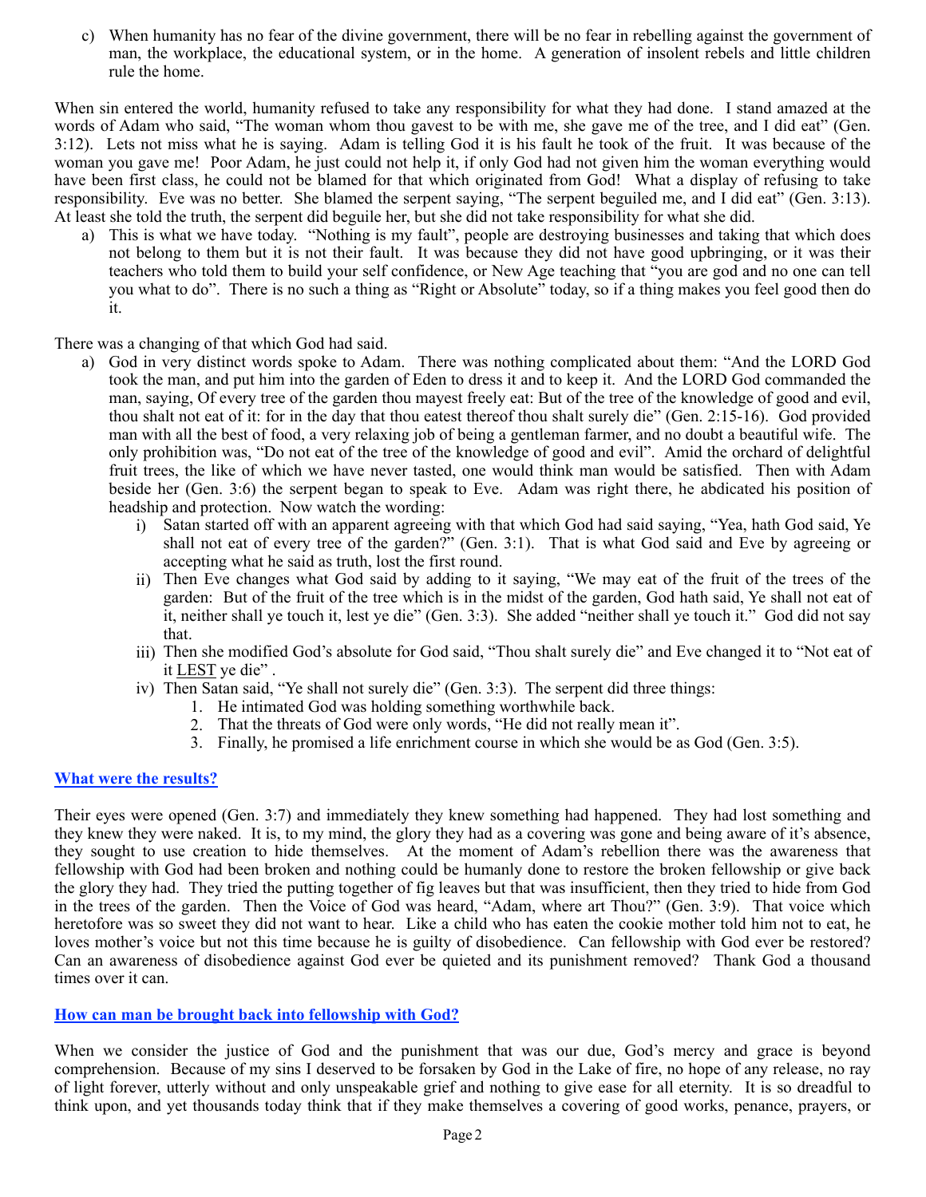c) When humanity has no fear of the divine government, there will be no fear in rebelling against the government of man, the workplace, the educational system, or in the home. A generation of insolent rebels and little children rule the home.

When sin entered the world, humanity refused to take any responsibility for what they had done. I stand amazed at the words of Adam who said, "The woman whom thou gavest to be with me, she gave me of the tree, and I did eat" (Gen. 3:12). Lets not miss what he is saying. Adam is telling God it is his fault he took of the fruit. It was because of the woman you gave me! Poor Adam, he just could not help it, if only God had not given him the woman everything would have been first class, he could not be blamed for that which originated from God! What a display of refusing to take responsibility. Eve was no better. She blamed the serpent saying, "The serpent beguiled me, and I did eat" (Gen. 3:13). At least she told the truth, the serpent did beguile her, but she did not take responsibility for what she did.

a) This is what we have today. "Nothing is my fault", people are destroying businesses and taking that which does not belong to them but it is not their fault. It was because they did not have good upbringing, or it was their teachers who told them to build your self confidence, or New Age teaching that "you are god and no one can tell you what to do". There is no such a thing as "Right or Absolute" today, so if a thing makes you feel good then do it.

There was a changing of that which God had said.

a) God in very distinct words spoke to Adam. There was nothing complicated about them: "And the LORD God took the man, and put him into the garden of Eden to dress it and to keep it. And the LORD God commanded the man, saying, Of every tree of the garden thou mayest freely eat: But of the tree of the knowledge of good and evil, thou shalt not eat of it: for in the day that thou eatest thereof thou shalt surely die" (Gen. 2:15-16). God provided man with all the best of food, a very relaxing job of being a gentleman farmer, and no doubt a beautiful wife. The only prohibition was, "Do not eat of the tree of the knowledge of good and evil". Amid the orchard of delightful fruit trees, the like of which we have never tasted, one would think man would be satisfied. Then with Adam beside her (Gen. 3:6) the serpent began to speak to Eve. Adam was right there, he abdicated his position of headship and protection. Now watch the wording:

   i) Satan started off with an apparent agreeing with that which God had said saying, "Yea, hath God said, Ye shall not eat of every tree of the garden?" (Gen. 3:1). That is what God said and Eve by agreeing or accepting what he said as truth, lost the first round.

   ii) Then Eve changes what God said by adding to it saying, "We may eat of the fruit of the trees of the garden: But of the fruit of the tree which is in the midst of the garden, God hath said, Ye shall not eat of it, neither shall ye touch it, lest ye die" (Gen. 3:3). She added "neither shall ye touch it." God did not say that.

   iii) Then she modified God's absolute for God said, "Thou shalt surely die" and Eve changed it to "Not eat of it <u>LEST</u> ye die" .

   iv) Then Satan said, "Ye shall not surely die" (Gen. 3:3). The serpent did three things:

      1. He intimated God was holding something worthwhile back.
      2. That the threats of God were only words, "He did not really mean it".
      3. Finally, he promised a life enrichment course in which she would be as God (Gen. 3:5).

## What were the results?

Their eyes were opened (Gen. 3:7) and immediately they knew something had happened. They had lost something and they knew they were naked. It is, to my mind, the glory they had as a covering was gone and being aware of it's absence, they sought to use creation to hide themselves. At the moment of Adam's rebellion there was the awareness that fellowship with God had been broken and nothing could be humanly done to restore the broken fellowship or give back the glory they had. They tried the putting together of fig leaves but that was insufficient, then they tried to hide from God in the trees of the garden. Then the Voice of God was heard, "Adam, where art Thou?" (Gen. 3:9). That voice which heretofore was so sweet they did not want to hear. Like a child who has eaten the cookie mother told him not to eat, he loves mother's voice but not this time because he is guilty of disobedience. Can fellowship with God ever be restored? Can an awareness of disobedience against God ever be quieted and its punishment removed? Thank God a thousand times over it can.

## How can man be brought back into fellowship with God?

When we consider the justice of God and the punishment that was our due, God's mercy and grace is beyond comprehension. Because of my sins I deserved to be forsaken by God in the Lake of fire, no hope of any release, no ray of light forever, utterly without and only unspeakable grief and nothing to give ease for all eternity. It is so dreadful to think upon, and yet thousands today think that if they make themselves a covering of good works, penance, prayers, or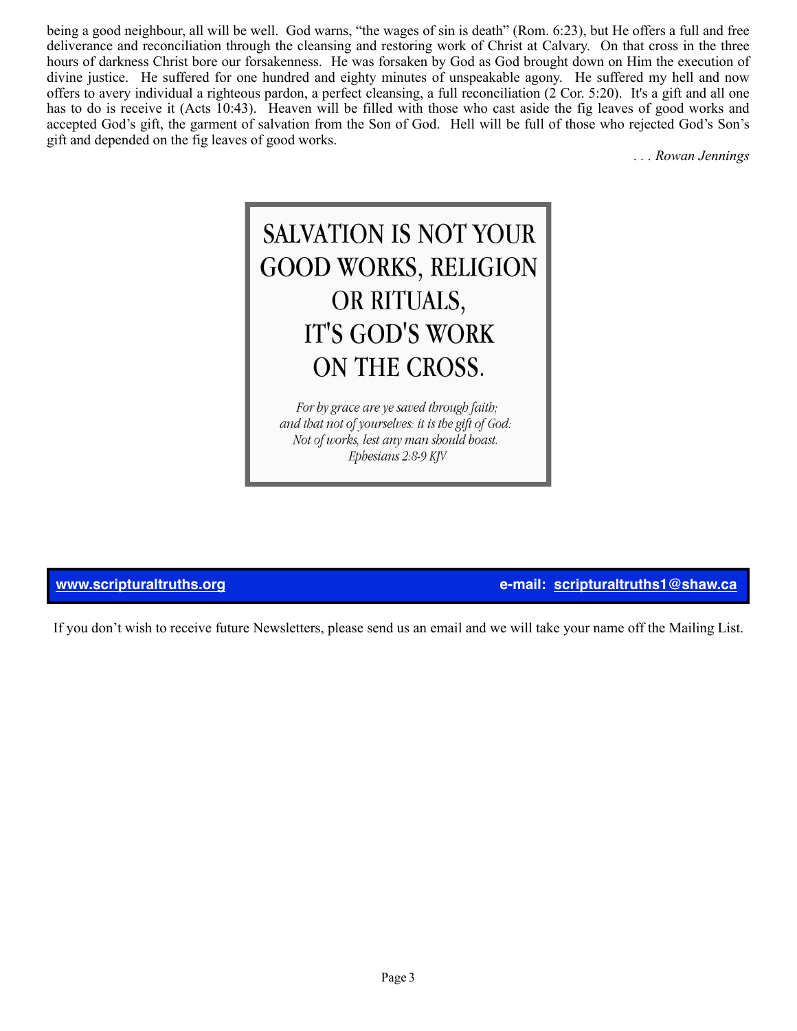being a good neighbour, all will be well. God warns, "the wages of sin is death" (Rom. 6:23), but He offers a full and free deliverance and reconciliation through the cleansing and restoring work of Christ at Calvary. On that cross in the three hours of darkness Christ bore our forsakenness. He was forsaken by God as God brought down on Him the execution of divine justice. He suffered for one hundred and eighty minutes of unspeakable agony. He suffered my hell and now offers to avery individual a righteous pardon, a perfect cleansing, a full reconciliation (2 Cor. 5:20). It's a gift and all one has to do is receive it (Acts 10:43). Heaven will be filled with those who cast aside the fig leaves of good works and accepted God's gift, the garment of salvation from the Son of God. Hell will be full of those who rejected God's Son's gift and depended on the fig leaves of good works.

*. . . Rowan Jennings*

**SALVATION IS NOT YOUR GOOD WORKS, RELIGION OR RITUALS, IT'S GOD'S WORK ON THE CROSS.**

*For by grace are ye saved through faith;*
*and that not of yourselves: it is the gift of God:*
*Not of works, lest any man should boast.*
*Ephesians 2:8-9 KJV*

**www.scripturaltruths.org** **e-mail: scripturaltruths1@shaw.ca**

If you don't wish to receive future Newsletters, please send us an email and we will take your name off the Mailing List.